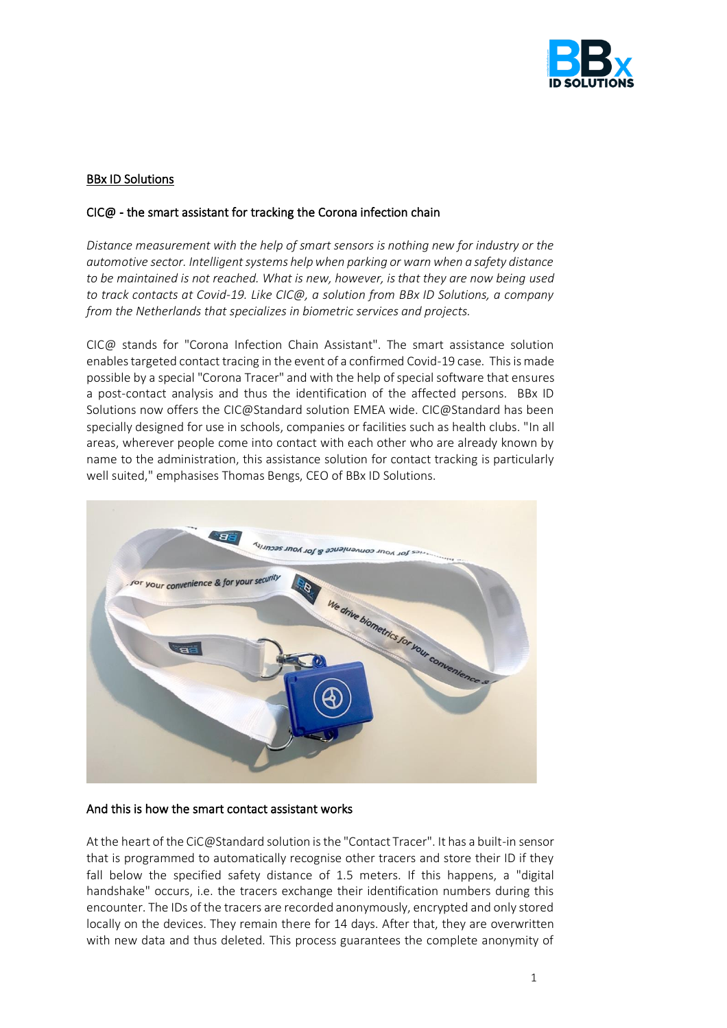## BBx ID Solutions

### CIC@ - the smart assistant for tracking the Corona infection chain

*Distance measurement with the help of smart sensors is nothing new for industry or the automotive sector. Intelligent systems help when parking or warn when a safety distance to be maintained is not reached. What is new, however, is that they are now being used to track contacts at Covid-19. Like CIC@, a solution from BBx ID Solutions, a company from the Netherlands that specializes in biometric services and projects.*

CIC@ stands for "Corona Infection Chain Assistant". The smart assistance solution enables targeted contact tracing in the event of a confirmed Covid-19 case. This is made possible by a special "Corona Tracer" and with the help of special software that ensures a post-contact analysis and thus the identification of the affected persons. BBx ID Solutions now offers the CIC@Standard solution EMEA wide. CIC@Standard has been specially designed for use in schools, companies or facilities such as health clubs. "In all areas, wherever people come into contact with each other who are already known by name to the administration, this assistance solution for contact tracking is particularly well suited," emphasises Thomas Bengs, CEO of BBx ID Solutions.

### And this is how the smart contact assistant works

At the heart of the CiC@Standard solution is the "Contact Tracer". It has a built-in sensor that is programmed to automatically recognise other tracers and store their ID if they fall below the specified safety distance of 1.5 meters. If this happens, a "digital handshake" occurs, i.e. the tracers exchange their identification numbers during this encounter. The IDs of the tracers are recorded anonymously, encrypted and only stored locally on the devices. They remain there for 14 days. After that, they are overwritten with new data and thus deleted. This process guarantees the complete anonymity of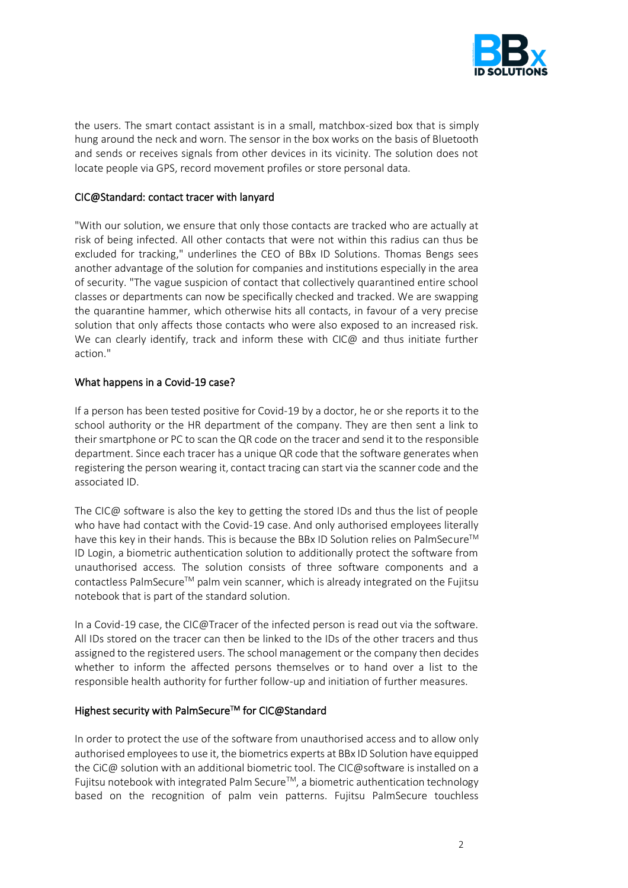the users. The smart contact assistant is in a small, matchbox-sized box that is simply hung around the neck and worn. The sensor in the box works on the basis of Bluetooth and sends or receives signals from other devices in its vicinity. The solution does not locate people via GPS, record movement profiles or store personal data.

## CIC@Standard: contact tracer with lanyard

"With our solution, we ensure that only those contacts are tracked who are actually at risk of being infected. All other contacts that were not within this radius can thus be excluded for tracking," underlines the CEO of BBx ID Solutions. Thomas Bengs sees another advantage of the solution for companies and institutions especially in the area of security. "The vague suspicion of contact that collectively quarantined entire school classes or departments can now be specifically checked and tracked. We are swapping the quarantine hammer, which otherwise hits all contacts, in favour of a very precise solution that only affects those contacts who were also exposed to an increased risk. We can clearly identify, track and inform these with CIC@ and thus initiate further action."

## What happens in a Covid-19 case?

If a person has been tested positive for Covid-19 by a doctor, he or she reports it to the school authority or the HR department of the company. They are then sent a link to their smartphone or PC to scan the QR code on the tracer and send it to the responsible department. Since each tracer has a unique QR code that the software generates when registering the person wearing it, contact tracing can start via the scanner code and the associated ID.

The CIC@ software is also the key to getting the stored IDs and thus the list of people who have had contact with the Covid-19 case. And only authorised employees literally have this key in their hands. This is because the BBx ID Solution relies on PalmSecure™ ID Login, a biometric authentication solution to additionally protect the software from unauthorised access. The solution consists of three software components and a contactless PalmSecure™ palm vein scanner, which is already integrated on the Fujitsu notebook that is part of the standard solution.

In a Covid-19 case, the CIC@Tracer of the infected person is read out via the software. All IDs stored on the tracer can then be linked to the IDs of the other tracers and thus assigned to the registered users. The school management or the company then decides whether to inform the affected persons themselves or to hand over a list to the responsible health authority for further follow-up and initiation of further measures.

## Highest security with PalmSecure™ for CIC@Standard

In order to protect the use of the software from unauthorised access and to allow only authorised employees to use it, the biometrics experts at BBx ID Solution have equipped the CiC@ solution with an additional biometric tool. The CIC@software is installed on a Fujitsu notebook with integrated Palm Secure™, a biometric authentication technology based on the recognition of palm vein patterns. Fujitsu PalmSecure touchless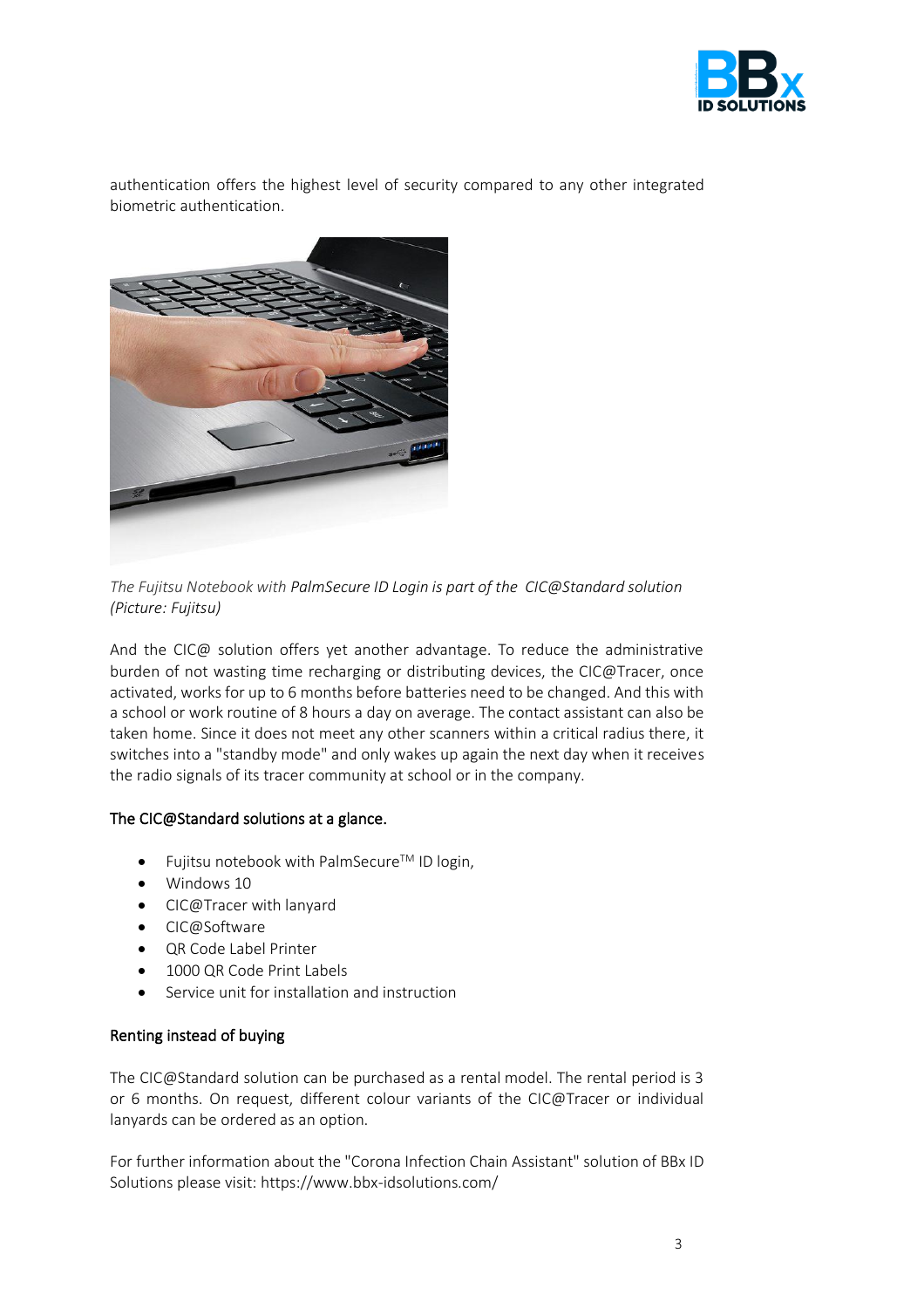authentication offers the highest level of security compared to any other integrated biometric authentication.

*The Fujitsu Notebook with PalmSecure ID Login is part of the CIC@Standard solution (Picture: Fujitsu)*

And the CIC@ solution offers yet another advantage. To reduce the administrative burden of not wasting time recharging or distributing devices, the CIC@Tracer, once activated, works for up to 6 months before batteries need to be changed. And this with a school or work routine of 8 hours a day on average. The contact assistant can also be taken home. Since it does not meet any other scanners within a critical radius there, it switches into a "standby mode" and only wakes up again the next day when it receives the radio signals of its tracer community at school or in the company.

### The CIC@Standard solutions at a glance.

- Fujitsu notebook with PalmSecure™ ID login,
- Windows 10
- CIC@Tracer with lanyard
- CIC@Software
- QR Code Label Printer
- 1000 QR Code Print Labels
- Service unit for installation and instruction

### Renting instead of buying

The CIC@Standard solution can be purchased as a rental model. The rental period is 3 or 6 months. On request, different colour variants of the CIC@Tracer or individual lanyards can be ordered as an option.

For further information about the "Corona Infection Chain Assistant" solution of BBx ID Solutions please visit: https://www.bbx-idsolutions.com/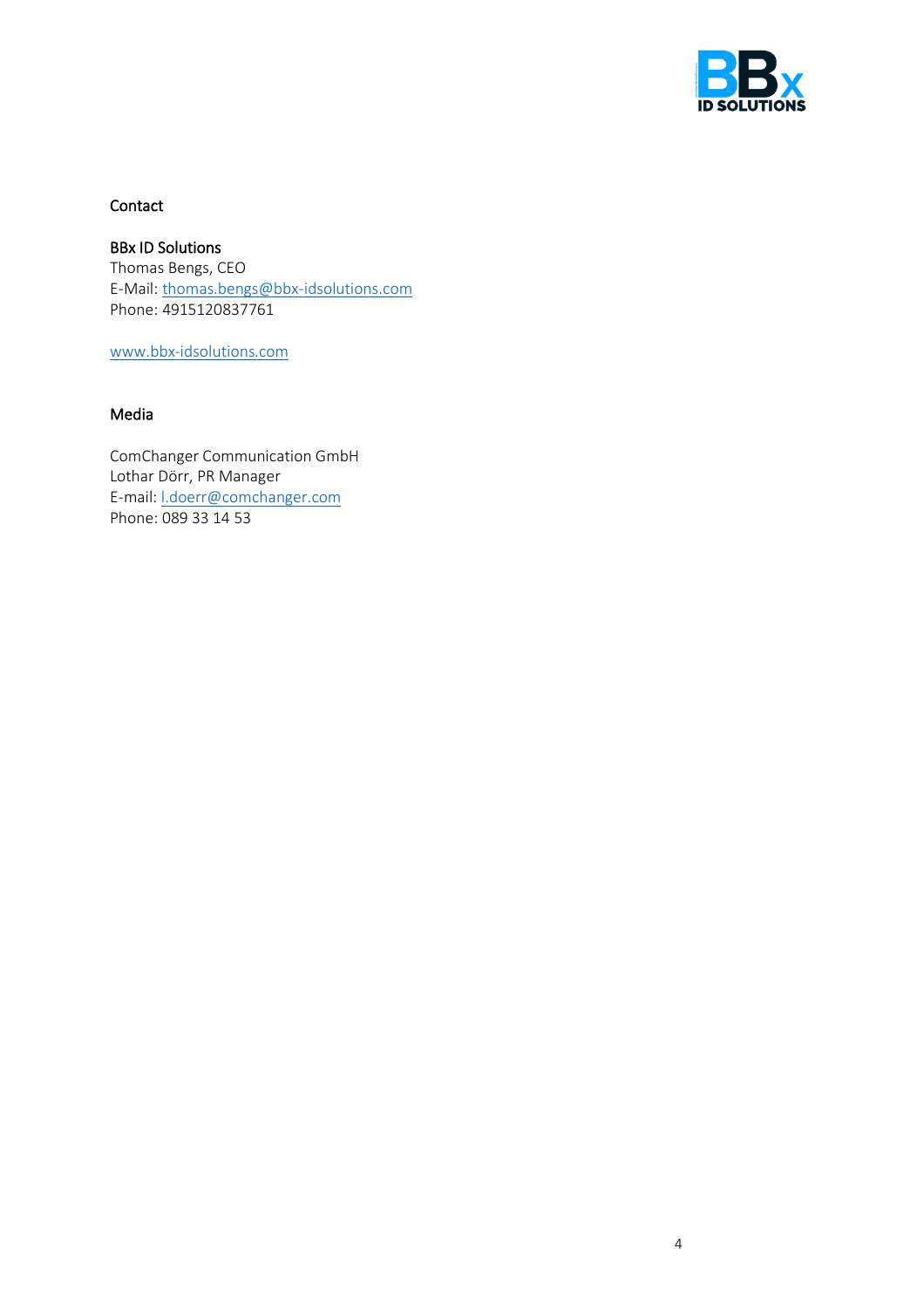**Contact**

**BBx ID Solutions**
Thomas Bengs, CEO
E-Mail: thomas.bengs@bbx-idsolutions.com
Phone: 4915120837761

www.bbx-idsolutions.com

**Media**

ComChanger Communication GmbH
Lothar Dörr, PR Manager
E-mail: l.doerr@comchanger.com
Phone: 089 33 14 53